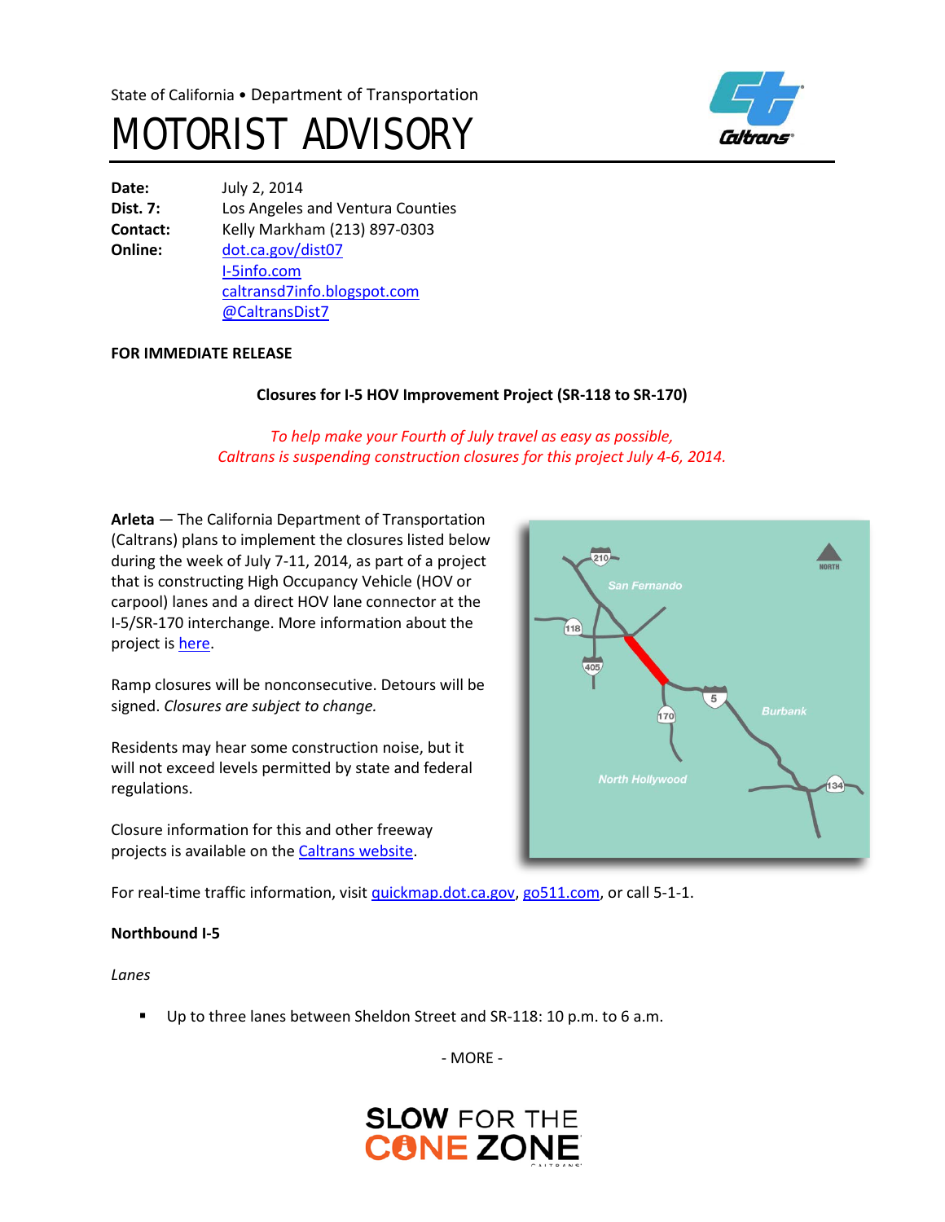State of California • Department of Transportation

# MOTORIST ADVISORY

**Date:** July 2, 2014
**Dist. 7:** Los Angeles and Ventura Counties
**Contact:** Kelly Markham (213) 897-0303
**Online:** dot.ca.gov/dist07
I-5info.com
caltransd7info.blogspot.com
@CaltransDist7

**FOR IMMEDIATE RELEASE**

**Closures for I-5 HOV Improvement Project (SR-118 to SR-170)**

*To help make your Fourth of July travel as easy as possible,*
*Caltrans is suspending construction closures for this project July 4-6, 2014.*

**Arleta** — The California Department of Transportation (Caltrans) plans to implement the closures listed below during the week of July 7-11, 2014, as part of a project that is constructing High Occupancy Vehicle (HOV or carpool) lanes and a direct HOV lane connector at the I-5/SR-170 interchange. More information about the project is here.

Ramp closures will be nonconsecutive. Detours will be signed. *Closures are subject to change.*

Residents may hear some construction noise, but it will not exceed levels permitted by state and federal regulations.

Closure information for this and other freeway projects is available on the Caltrans website.

For real-time traffic information, visit quickmap.dot.ca.gov, go511.com, or call 5-1-1.

**Northbound I-5**

*Lanes*

- Up to three lanes between Sheldon Street and SR-118: 10 p.m. to 6 a.m.

- MORE -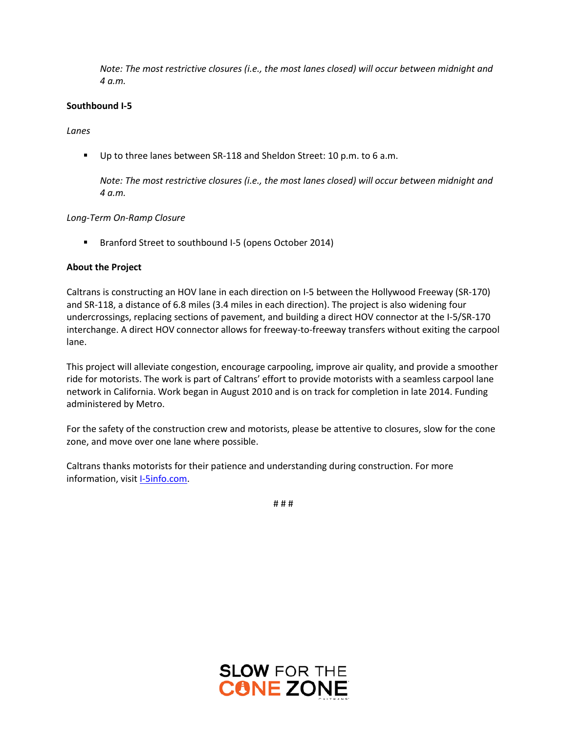*Note: The most restrictive closures (i.e., the most lanes closed) will occur between midnight and 4 a.m.*

**Southbound I-5**

*Lanes*

- Up to three lanes between SR-118 and Sheldon Street: 10 p.m. to 6 a.m.

  *Note: The most restrictive closures (i.e., the most lanes closed) will occur between midnight and 4 a.m.*

*Long-Term On-Ramp Closure*

- Branford Street to southbound I-5 (opens October 2014)

**About the Project**

Caltrans is constructing an HOV lane in each direction on I-5 between the Hollywood Freeway (SR-170) and SR-118, a distance of 6.8 miles (3.4 miles in each direction). The project is also widening four undercrossings, replacing sections of pavement, and building a direct HOV connector at the I-5/SR-170 interchange. A direct HOV connector allows for freeway-to-freeway transfers without exiting the carpool lane.

This project will alleviate congestion, encourage carpooling, improve air quality, and provide a smoother ride for motorists. The work is part of Caltrans' effort to provide motorists with a seamless carpool lane network in California. Work began in August 2010 and is on track for completion in late 2014. Funding administered by Metro.

For the safety of the construction crew and motorists, please be attentive to closures, slow for the cone zone, and move over one lane where possible.

Caltrans thanks motorists for their patience and understanding during construction. For more information, visit [I-5info.com](http://I-5info.com).

# # #

SLOW FOR THE CONE ZONE